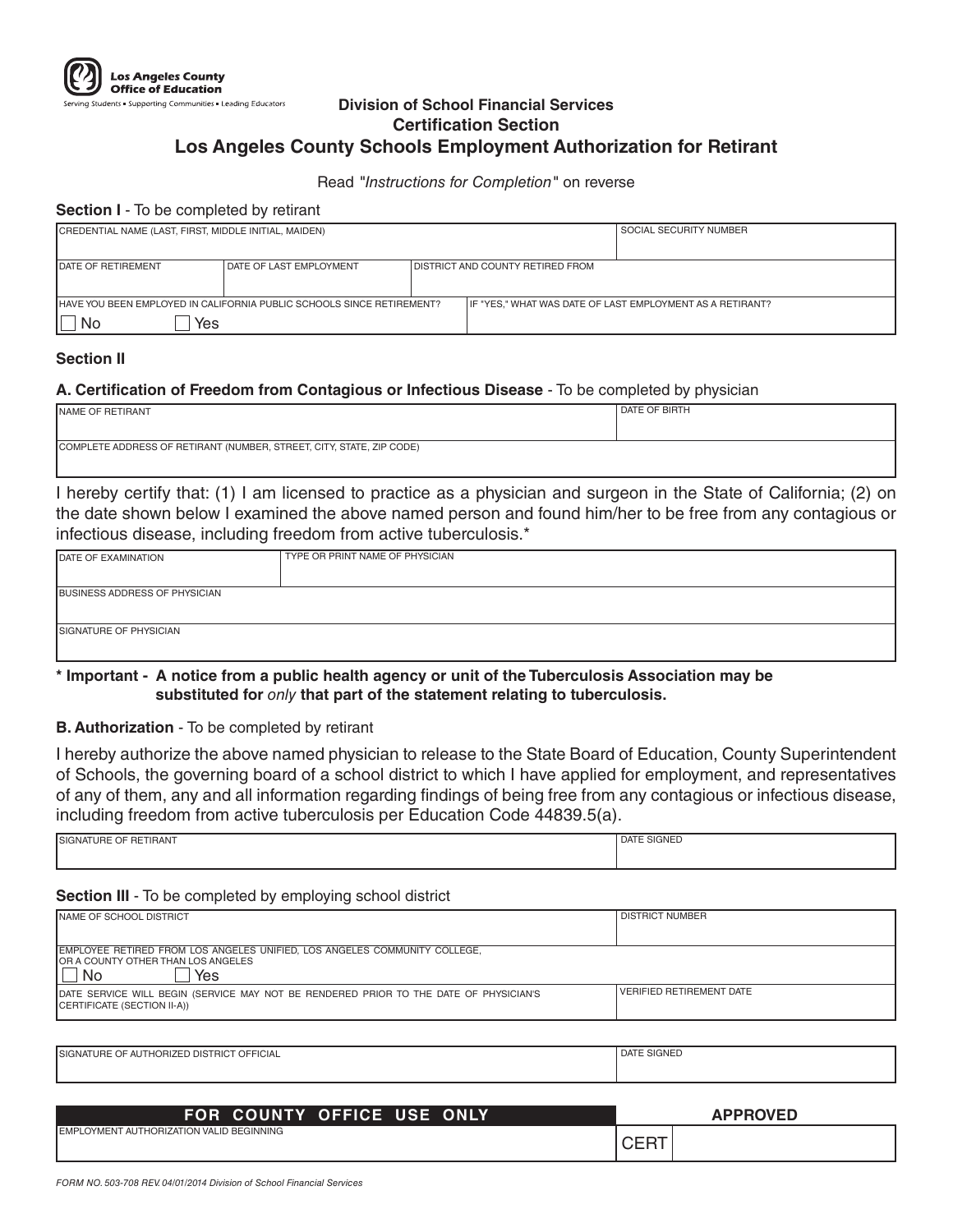Los Angeles County Office of Education
Serving Students ▪ Supporting Communities ▪ Leading Educators

**Division of School Financial Services**
**Certification Section**

# Los Angeles County Schools Employment Authorization for Retirant

Read "*Instructions for Completion*" on reverse

**Section I** - To be completed by retirant

| CREDENTIAL NAME (LAST, FIRST, MIDDLE INITIAL, MAIDEN) | | | SOCIAL SECURITY NUMBER |
|---|---|---|---|
| DATE OF RETIREMENT | DATE OF LAST EMPLOYMENT | DISTRICT AND COUNTY RETIRED FROM | |
| HAVE YOU BEEN EMPLOYED IN CALIFORNIA PUBLIC SCHOOLS SINCE RETIREMENT? ☐ No ☐ Yes | | IF "YES," WHAT WAS DATE OF LAST EMPLOYMENT AS A RETIRANT? | |

**Section II**

**A. Certification of Freedom from Contagious or Infectious Disease** - To be completed by physician

| NAME OF RETIRANT | DATE OF BIRTH |
|---|---|
| COMPLETE ADDRESS OF RETIRANT (NUMBER, STREET, CITY, STATE, ZIP CODE) | |

I hereby certify that: (1) I am licensed to practice as a physician and surgeon in the State of California; (2) on the date shown below I examined the above named person and found him/her to be free from any contagious or infectious disease, including freedom from active tuberculosis.*

| DATE OF EXAMINATION | TYPE OR PRINT NAME OF PHYSICIAN |
|---|---|
| BUSINESS ADDRESS OF PHYSICIAN | |
| SIGNATURE OF PHYSICIAN | |

**\* Important - A notice from a public health agency or unit of the Tuberculosis Association may be substituted for *only* that part of the statement relating to tuberculosis.**

**B. Authorization** - To be completed by retirant

I hereby authorize the above named physician to release to the State Board of Education, County Superintendent of Schools, the governing board of a school district to which I have applied for employment, and representatives of any of them, any and all information regarding findings of being free from any contagious or infectious disease, including freedom from active tuberculosis per Education Code 44839.5(a).

| SIGNATURE OF RETIRANT | DATE SIGNED |
|---|---|
| | |

**Section III** - To be completed by employing school district

| NAME OF SCHOOL DISTRICT | DISTRICT NUMBER |
|---|---|
| EMPLOYEE RETIRED FROM LOS ANGELES UNIFIED, LOS ANGELES COMMUNITY COLLEGE, OR A COUNTY OTHER THAN LOS ANGELES ☐ No ☐ Yes | |
| DATE SERVICE WILL BEGIN (SERVICE MAY NOT BE RENDERED PRIOR TO THE DATE OF PHYSICIAN'S CERTIFICATE (SECTION II-A)) | VERIFIED RETIREMENT DATE |

| SIGNATURE OF AUTHORIZED DISTRICT OFFICIAL | DATE SIGNED |
|---|---|
| | |

| FOR COUNTY OFFICE USE ONLY | APPROVED | |
|---|---|---|
| EMPLOYMENT AUTHORIZATION VALID BEGINNING | CERT | |

FORM NO. 503-708 REV. 04/01/2014 Division of School Financial Services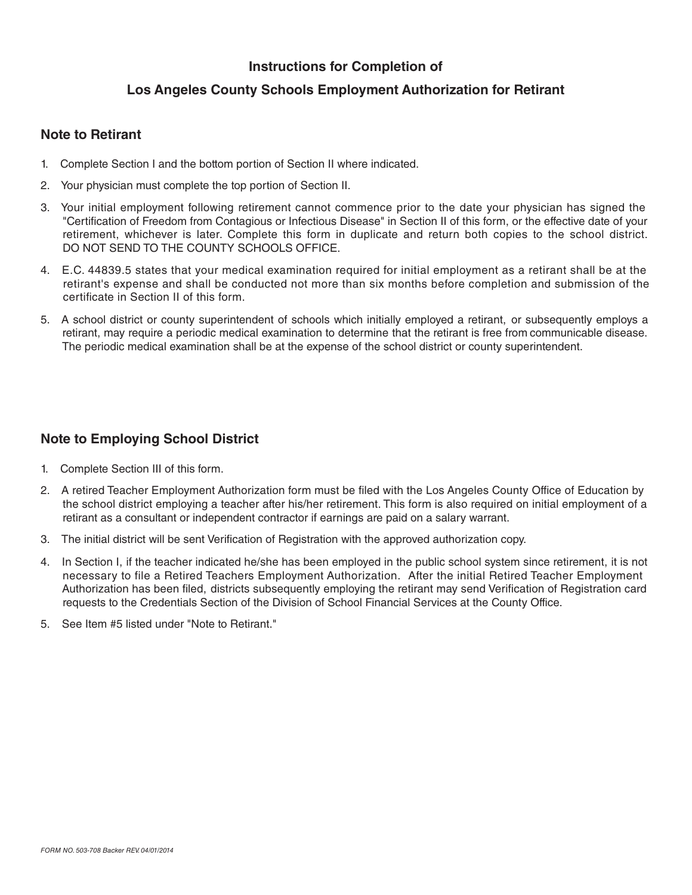# Instructions for Completion of
# Los Angeles County Schools Employment Authorization for Retirant

## Note to Retirant

1. Complete Section I and the bottom portion of Section II where indicated.
2. Your physician must complete the top portion of Section II.
3. Your initial employment following retirement cannot commence prior to the date your physician has signed the "Certification of Freedom from Contagious or Infectious Disease" in Section II of this form, or the effective date of your retirement, whichever is later. Complete this form in duplicate and return both copies to the school district. DO NOT SEND TO THE COUNTY SCHOOLS OFFICE.
4. E.C. 44839.5 states that your medical examination required for initial employment as a retirant shall be at the retirant's expense and shall be conducted not more than six months before completion and submission of the certificate in Section II of this form.
5. A school district or county superintendent of schools which initially employed a retirant, or subsequently employs a retirant, may require a periodic medical examination to determine that the retirant is free from communicable disease. The periodic medical examination shall be at the expense of the school district or county superintendent.

## Note to Employing School District

1. Complete Section III of this form.
2. A retired Teacher Employment Authorization form must be filed with the Los Angeles County Office of Education by the school district employing a teacher after his/her retirement. This form is also required on initial employment of a retirant as a consultant or independent contractor if earnings are paid on a salary warrant.
3. The initial district will be sent Verification of Registration with the approved authorization copy.
4. In Section I, if the teacher indicated he/she has been employed in the public school system since retirement, it is not necessary to file a Retired Teachers Employment Authorization. After the initial Retired Teacher Employment Authorization has been filed, districts subsequently employing the retirant may send Verification of Registration card requests to the Credentials Section of the Division of School Financial Services at the County Office.
5. See Item #5 listed under "Note to Retirant."

*FORM NO. 503-708 Backer REV. 04/01/2014*